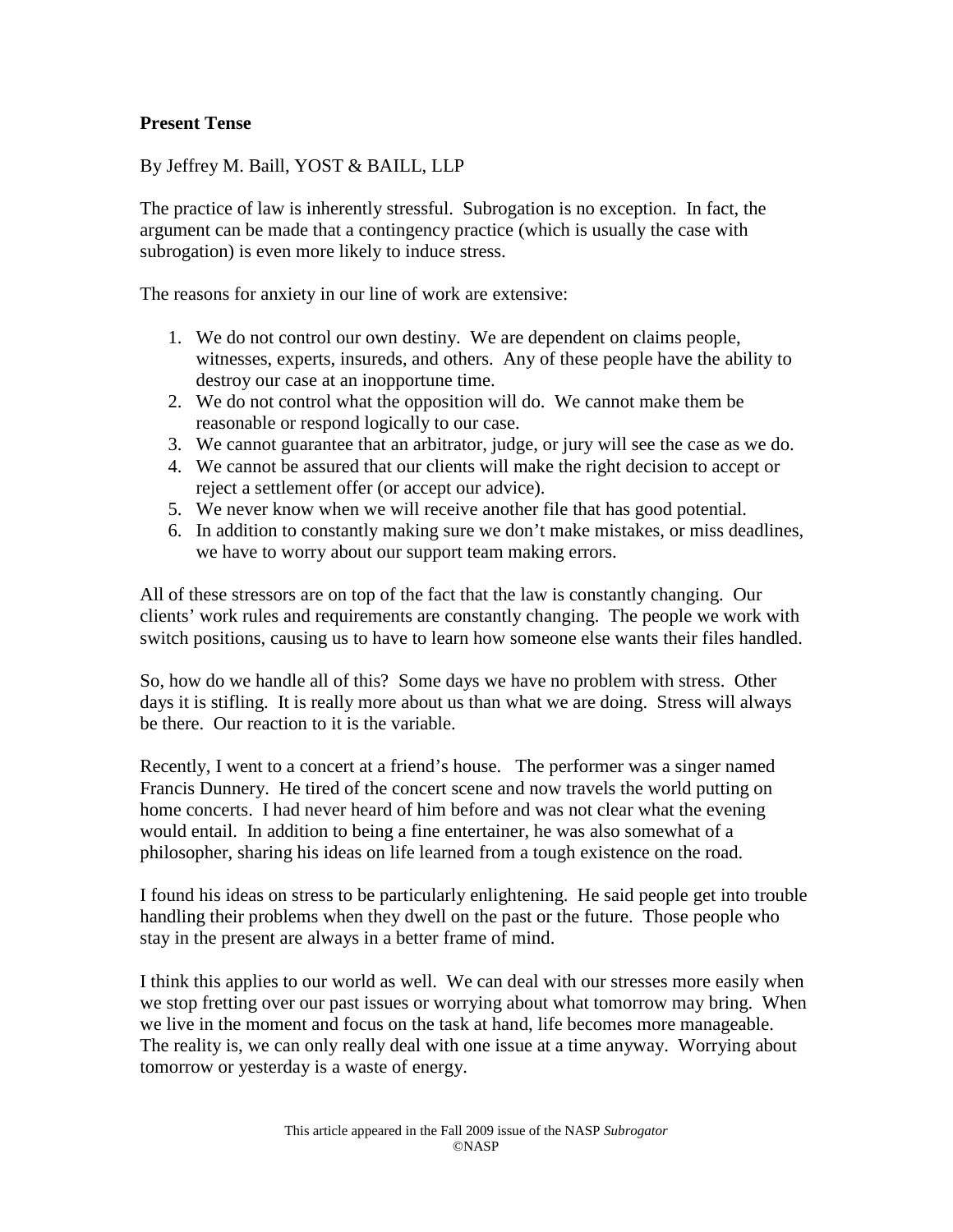## Present Tense

By Jeffrey M. Baill, YOST & BAILL, LLP

The practice of law is inherently stressful. Subrogation is no exception. In fact, the argument can be made that a contingency practice (which is usually the case with subrogation) is even more likely to induce stress.

The reasons for anxiety in our line of work are extensive:

1. We do not control our own destiny. We are dependent on claims people, witnesses, experts, insureds, and others. Any of these people have the ability to destroy our case at an inopportune time.
2. We do not control what the opposition will do. We cannot make them be reasonable or respond logically to our case.
3. We cannot guarantee that an arbitrator, judge, or jury will see the case as we do.
4. We cannot be assured that our clients will make the right decision to accept or reject a settlement offer (or accept our advice).
5. We never know when we will receive another file that has good potential.
6. In addition to constantly making sure we don't make mistakes, or miss deadlines, we have to worry about our support team making errors.

All of these stressors are on top of the fact that the law is constantly changing. Our clients' work rules and requirements are constantly changing. The people we work with switch positions, causing us to have to learn how someone else wants their files handled.

So, how do we handle all of this? Some days we have no problem with stress. Other days it is stifling. It is really more about us than what we are doing. Stress will always be there. Our reaction to it is the variable.

Recently, I went to a concert at a friend's house. The performer was a singer named Francis Dunnery. He tired of the concert scene and now travels the world putting on home concerts. I had never heard of him before and was not clear what the evening would entail. In addition to being a fine entertainer, he was also somewhat of a philosopher, sharing his ideas on life learned from a tough existence on the road.

I found his ideas on stress to be particularly enlightening. He said people get into trouble handling their problems when they dwell on the past or the future. Those people who stay in the present are always in a better frame of mind.

I think this applies to our world as well. We can deal with our stresses more easily when we stop fretting over our past issues or worrying about what tomorrow may bring. When we live in the moment and focus on the task at hand, life becomes more manageable. The reality is, we can only really deal with one issue at a time anyway. Worrying about tomorrow or yesterday is a waste of energy.

This article appeared in the Fall 2009 issue of the NASP *Subrogator*
©NASP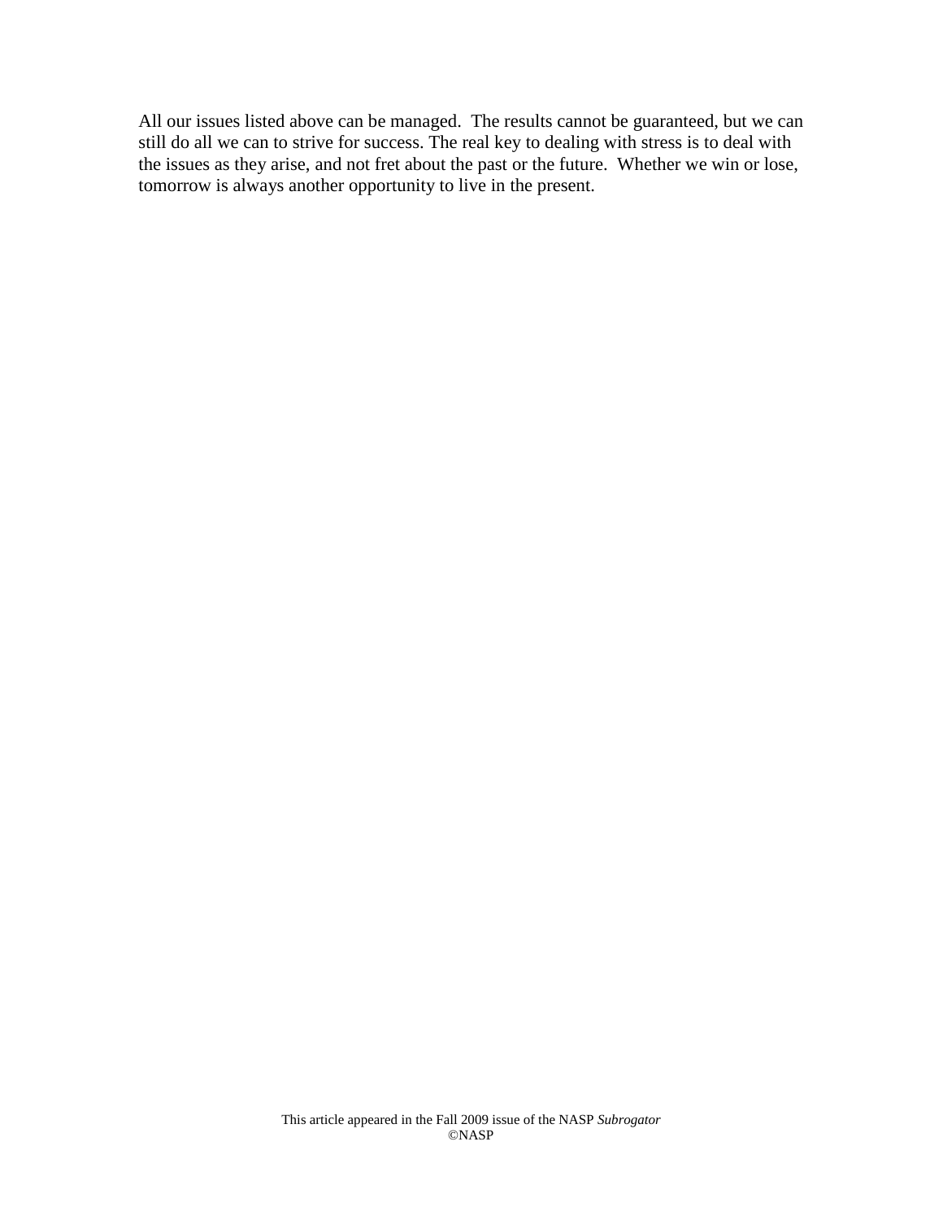All our issues listed above can be managed. The results cannot be guaranteed, but we can still do all we can to strive for success. The real key to dealing with stress is to deal with the issues as they arise, and not fret about the past or the future. Whether we win or lose, tomorrow is always another opportunity to live in the present.

This article appeared in the Fall 2009 issue of the NASP *Subrogator*
©NASP